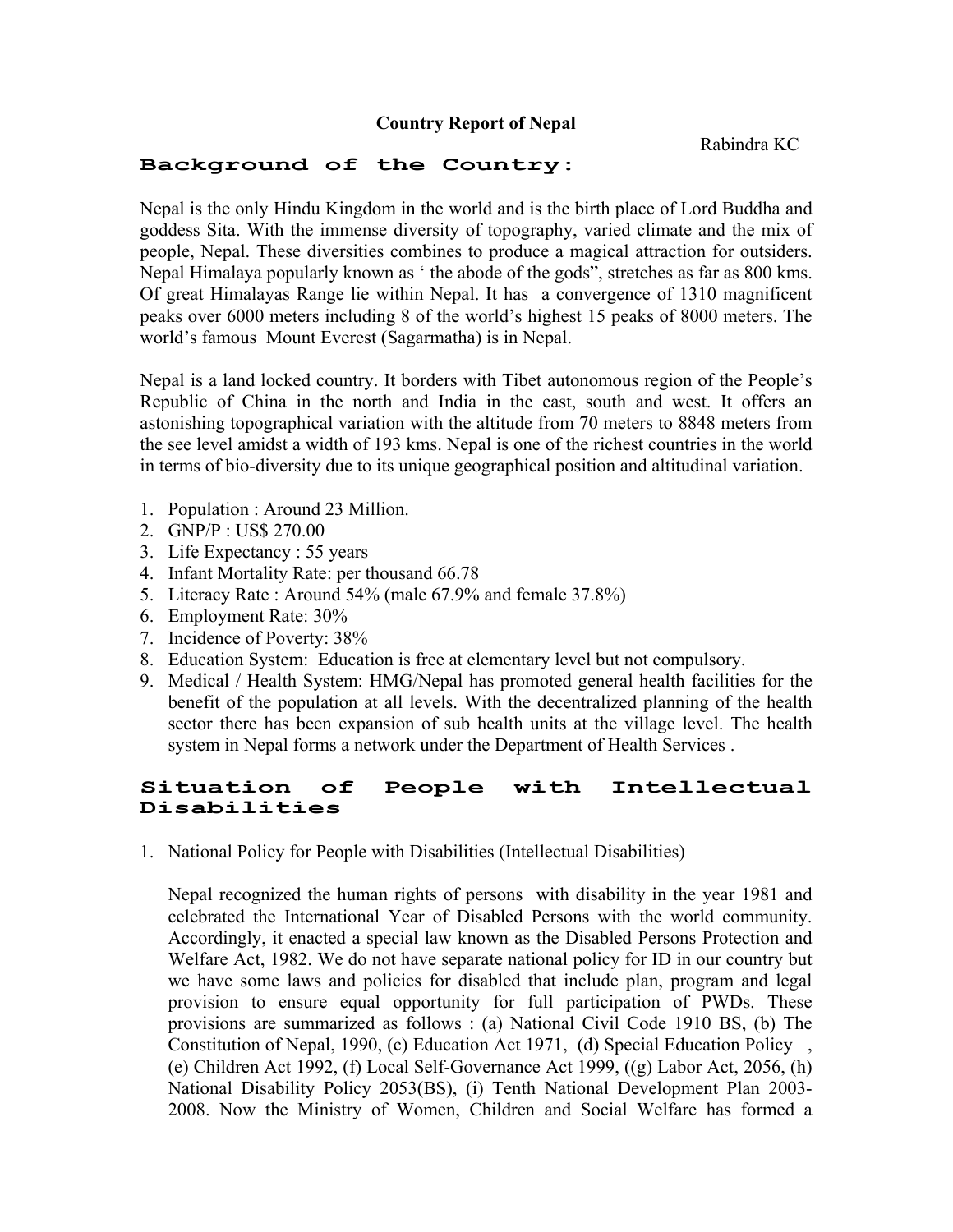**Country Report of Nepal**

Rabindra KC

## Background of the Country:

Nepal is the only Hindu Kingdom in the world and is the birth place of Lord Buddha and goddess Sita. With the immense diversity of topography, varied climate and the mix of people, Nepal. These diversities combines to produce a magical attraction for outsiders. Nepal Himalaya popularly known as ' the abode of the gods", stretches as far as 800 kms. Of great Himalayas Range lie within Nepal. It has a convergence of 1310 magnificent peaks over 6000 meters including 8 of the world's highest 15 peaks of 8000 meters. The world's famous Mount Everest (Sagarmatha) is in Nepal.

Nepal is a land locked country. It borders with Tibet autonomous region of the People's Republic of China in the north and India in the east, south and west. It offers an astonishing topographical variation with the altitude from 70 meters to 8848 meters from the see level amidst a width of 193 kms. Nepal is one of the richest countries in the world in terms of bio-diversity due to its unique geographical position and altitudinal variation.

1. Population : Around 23 Million.
2. GNP/P : US$ 270.00
3. Life Expectancy : 55 years
4. Infant Mortality Rate: per thousand 66.78
5. Literacy Rate : Around 54% (male 67.9% and female 37.8%)
6. Employment Rate: 30%
7. Incidence of Poverty: 38%
8. Education System: Education is free at elementary level but not compulsory.
9. Medical / Health System: HMG/Nepal has promoted general health facilities for the benefit of the population at all levels. With the decentralized planning of the health sector there has been expansion of sub health units at the village level. The health system in Nepal forms a network under the Department of Health Services .

## Situation of People with Intellectual Disabilities

1. National Policy for People with Disabilities (Intellectual Disabilities)

   Nepal recognized the human rights of persons with disability in the year 1981 and celebrated the International Year of Disabled Persons with the world community. Accordingly, it enacted a special law known as the Disabled Persons Protection and Welfare Act, 1982. We do not have separate national policy for ID in our country but we have some laws and policies for disabled that include plan, program and legal provision to ensure equal opportunity for full participation of PWDs. These provisions are summarized as follows : (a) National Civil Code 1910 BS, (b) The Constitution of Nepal, 1990, (c) Education Act 1971, (d) Special Education Policy , (e) Children Act 1992, (f) Local Self-Governance Act 1999, ((g) Labor Act, 2056, (h) National Disability Policy 2053(BS), (i) Tenth National Development Plan 2003-2008. Now the Ministry of Women, Children and Social Welfare has formed a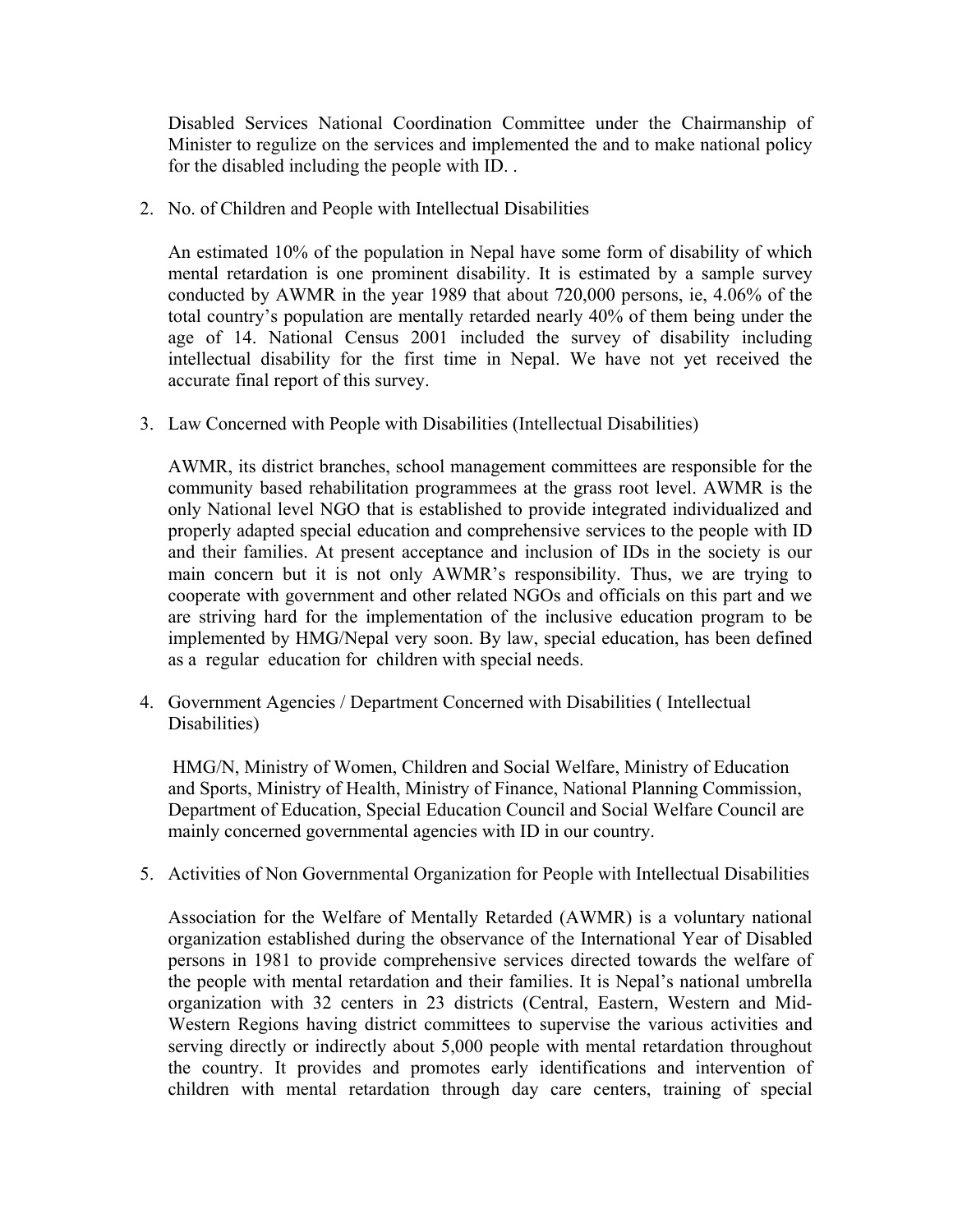Disabled Services National Coordination Committee under the Chairmanship of Minister to regulize on the services and implemented the and to make national policy for the disabled including the people with ID. .

2. No. of Children and People with Intellectual Disabilities

   An estimated 10% of the population in Nepal have some form of disability of which mental retardation is one prominent disability. It is estimated by a sample survey conducted by AWMR in the year 1989 that about 720,000 persons, ie, 4.06% of the total country's population are mentally retarded nearly 40% of them being under the age of 14. National Census 2001 included the survey of disability including intellectual disability for the first time in Nepal. We have not yet received the accurate final report of this survey.

3. Law Concerned with People with Disabilities (Intellectual Disabilities)

   AWMR, its district branches, school management committees are responsible for the community based rehabilitation programmees at the grass root level. AWMR is the only National level NGO that is established to provide integrated individualized and properly adapted special education and comprehensive services to the people with ID and their families. At present acceptance and inclusion of IDs in the society is our main concern but it is not only AWMR's responsibility. Thus, we are trying to cooperate with government and other related NGOs and officials on this part and we are striving hard for the implementation of the inclusive education program to be implemented by HMG/Nepal very soon. By law, special education, has been defined as a regular education for children with special needs.

4. Government Agencies / Department Concerned with Disabilities ( Intellectual Disabilities)

   HMG/N, Ministry of Women, Children and Social Welfare, Ministry of Education and Sports, Ministry of Health, Ministry of Finance, National Planning Commission, Department of Education, Special Education Council and Social Welfare Council are mainly concerned governmental agencies with ID in our country.

5. Activities of Non Governmental Organization for People with Intellectual Disabilities

   Association for the Welfare of Mentally Retarded (AWMR) is a voluntary national organization established during the observance of the International Year of Disabled persons in 1981 to provide comprehensive services directed towards the welfare of the people with mental retardation and their families. It is Nepal's national umbrella organization with 32 centers in 23 districts (Central, Eastern, Western and Mid-Western Regions having district committees to supervise the various activities and serving directly or indirectly about 5,000 people with mental retardation throughout the country. It provides and promotes early identifications and intervention of children with mental retardation through day care centers, training of special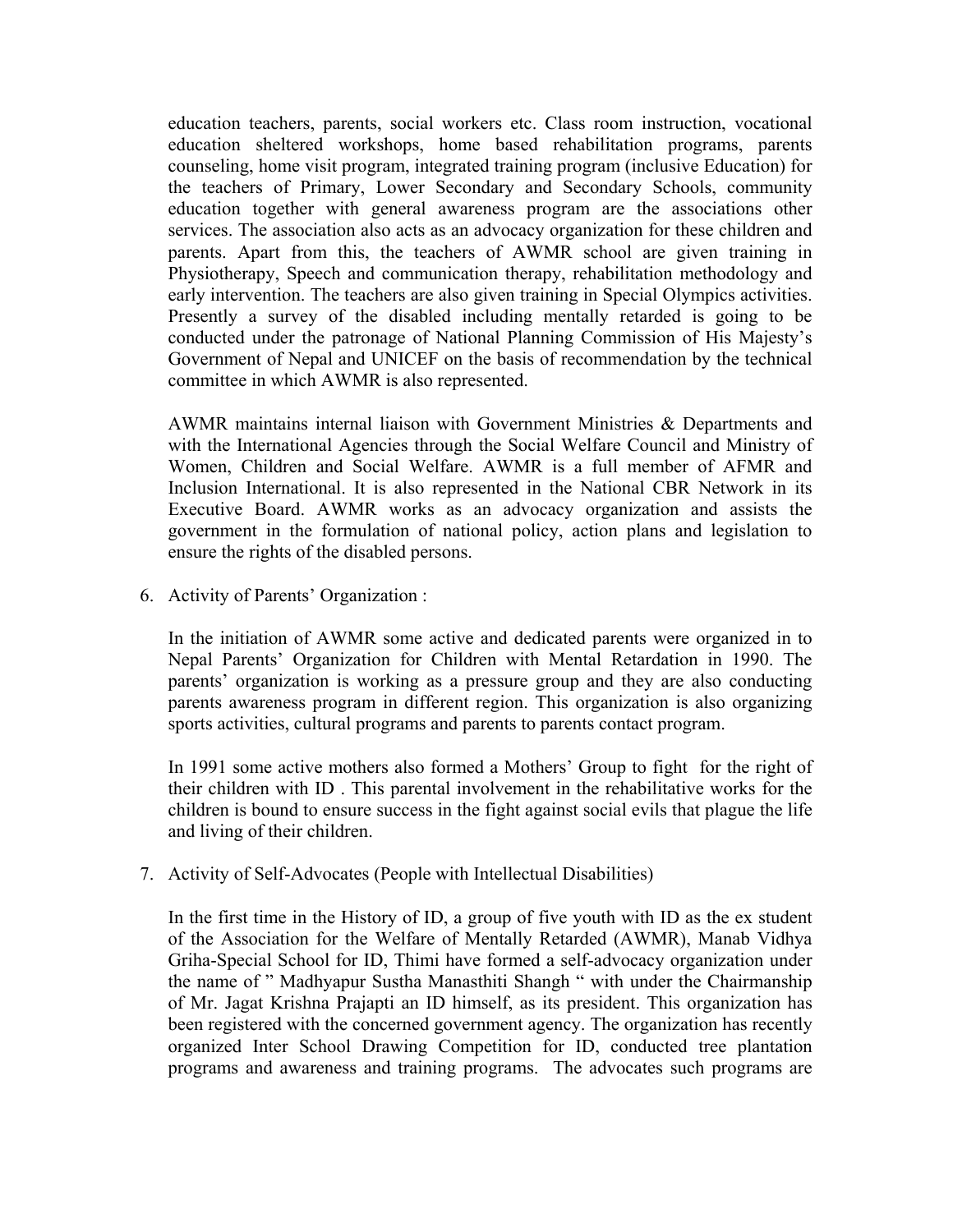education teachers, parents, social workers etc. Class room instruction, vocational education sheltered workshops, home based rehabilitation programs, parents counseling, home visit program, integrated training program (inclusive Education) for the teachers of Primary, Lower Secondary and Secondary Schools, community education together with general awareness program are the associations other services. The association also acts as an advocacy organization for these children and parents. Apart from this, the teachers of AWMR school are given training in Physiotherapy, Speech and communication therapy, rehabilitation methodology and early intervention. The teachers are also given training in Special Olympics activities. Presently a survey of the disabled including mentally retarded is going to be conducted under the patronage of National Planning Commission of His Majesty's Government of Nepal and UNICEF on the basis of recommendation by the technical committee in which AWMR is also represented.

AWMR maintains internal liaison with Government Ministries & Departments and with the International Agencies through the Social Welfare Council and Ministry of Women, Children and Social Welfare. AWMR is a full member of AFMR and Inclusion International. It is also represented in the National CBR Network in its Executive Board. AWMR works as an advocacy organization and assists the government in the formulation of national policy, action plans and legislation to ensure the rights of the disabled persons.

6. Activity of Parents' Organization :

   In the initiation of AWMR some active and dedicated parents were organized in to Nepal Parents' Organization for Children with Mental Retardation in 1990. The parents' organization is working as a pressure group and they are also conducting parents awareness program in different region. This organization is also organizing sports activities, cultural programs and parents to parents contact program.

   In 1991 some active mothers also formed a Mothers' Group to fight for the right of their children with ID . This parental involvement in the rehabilitative works for the children is bound to ensure success in the fight against social evils that plague the life and living of their children.

7. Activity of Self-Advocates (People with Intellectual Disabilities)

   In the first time in the History of ID, a group of five youth with ID as the ex student of the Association for the Welfare of Mentally Retarded (AWMR), Manab Vidhya Griha-Special School for ID, Thimi have formed a self-advocacy organization under the name of " Madhyapur Sustha Manasthiti Shangh " with under the Chairmanship of Mr. Jagat Krishna Prajapti an ID himself, as its president. This organization has been registered with the concerned government agency. The organization has recently organized Inter School Drawing Competition for ID, conducted tree plantation programs and awareness and training programs. The advocates such programs are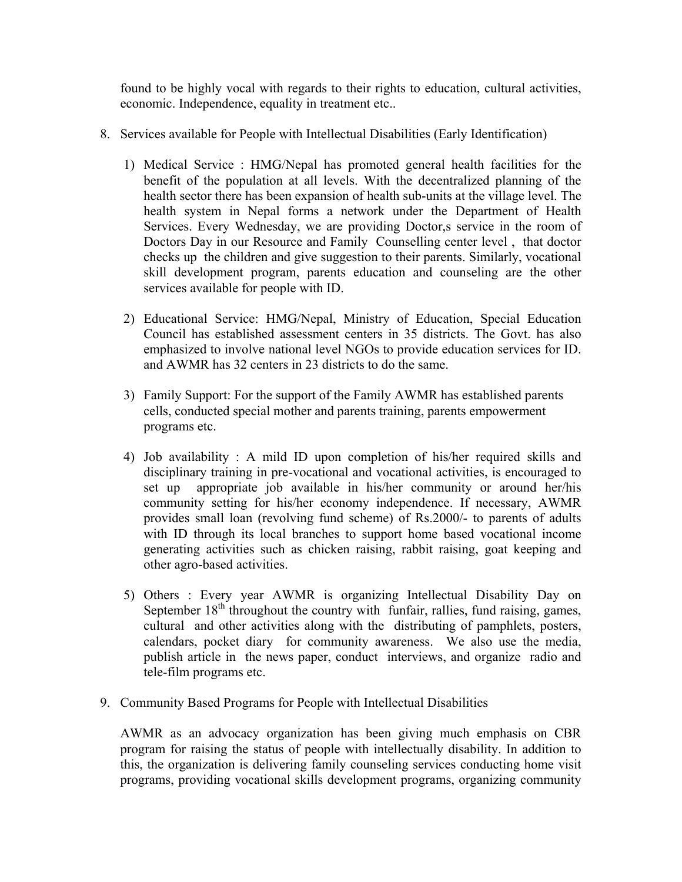found to be highly vocal with regards to their rights to education, cultural activities, economic. Independence, equality in treatment etc..

8. Services available for People with Intellectual Disabilities (Early Identification)

    1) Medical Service : HMG/Nepal has promoted general health facilities for the benefit of the population at all levels. With the decentralized planning of the health sector there has been expansion of health sub-units at the village level. The health system in Nepal forms a network under the Department of Health Services. Every Wednesday, we are providing Doctor,s service in the room of Doctors Day in our Resource and Family Counselling center level , that doctor checks up the children and give suggestion to their parents. Similarly, vocational skill development program, parents education and counseling are the other services available for people with ID.

    2) Educational Service: HMG/Nepal, Ministry of Education, Special Education Council has established assessment centers in 35 districts. The Govt. has also emphasized to involve national level NGOs to provide education services for ID. and AWMR has 32 centers in 23 districts to do the same.

    3) Family Support: For the support of the Family AWMR has established parents cells, conducted special mother and parents training, parents empowerment programs etc.

    4) Job availability : A mild ID upon completion of his/her required skills and disciplinary training in pre-vocational and vocational activities, is encouraged to set up appropriate job available in his/her community or around her/his community setting for his/her economy independence. If necessary, AWMR provides small loan (revolving fund scheme) of Rs.2000/- to parents of adults with ID through its local branches to support home based vocational income generating activities such as chicken raising, rabbit raising, goat keeping and other agro-based activities.

    5) Others : Every year AWMR is organizing Intellectual Disability Day on September 18th throughout the country with funfair, rallies, fund raising, games, cultural and other activities along with the distributing of pamphlets, posters, calendars, pocket diary for community awareness. We also use the media, publish article in the news paper, conduct interviews, and organize radio and tele-film programs etc.

9. Community Based Programs for People with Intellectual Disabilities

    AWMR as an advocacy organization has been giving much emphasis on CBR program for raising the status of people with intellectually disability. In addition to this, the organization is delivering family counseling services conducting home visit programs, providing vocational skills development programs, organizing community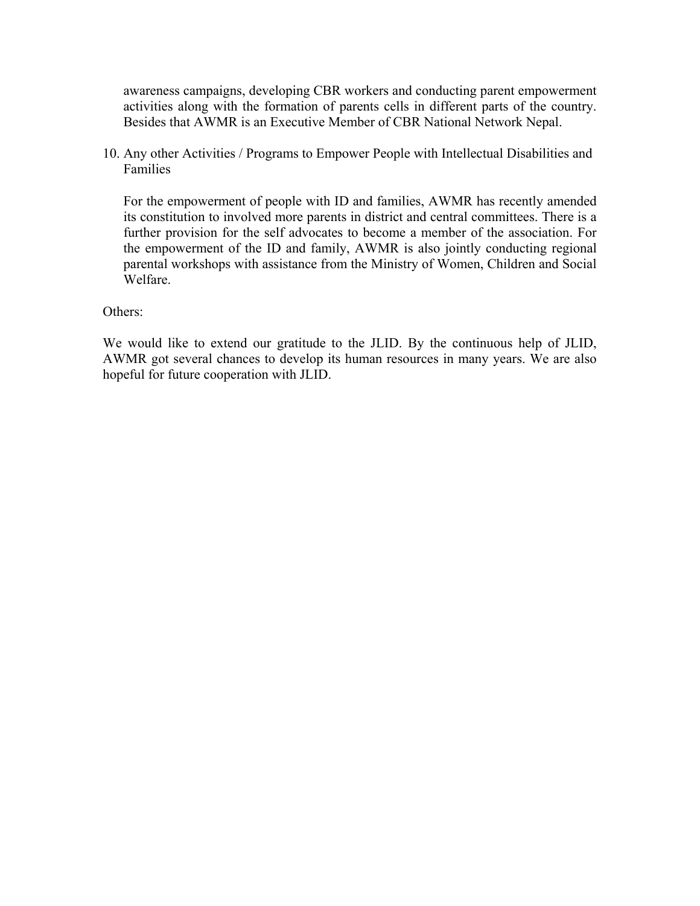awareness campaigns, developing CBR workers and conducting parent empowerment activities along with the formation of parents cells in different parts of the country. Besides that AWMR is an Executive Member of CBR National Network Nepal.

10. Any other Activities / Programs to Empower People with Intellectual Disabilities and Families

    For the empowerment of people with ID and families, AWMR has recently amended its constitution to involved more parents in district and central committees. There is a further provision for the self advocates to become a member of the association. For the empowerment of the ID and family, AWMR is also jointly conducting regional parental workshops with assistance from the Ministry of Women, Children and Social Welfare.

Others:

We would like to extend our gratitude to the JLID. By the continuous help of JLID, AWMR got several chances to develop its human resources in many years. We are also hopeful for future cooperation with JLID.